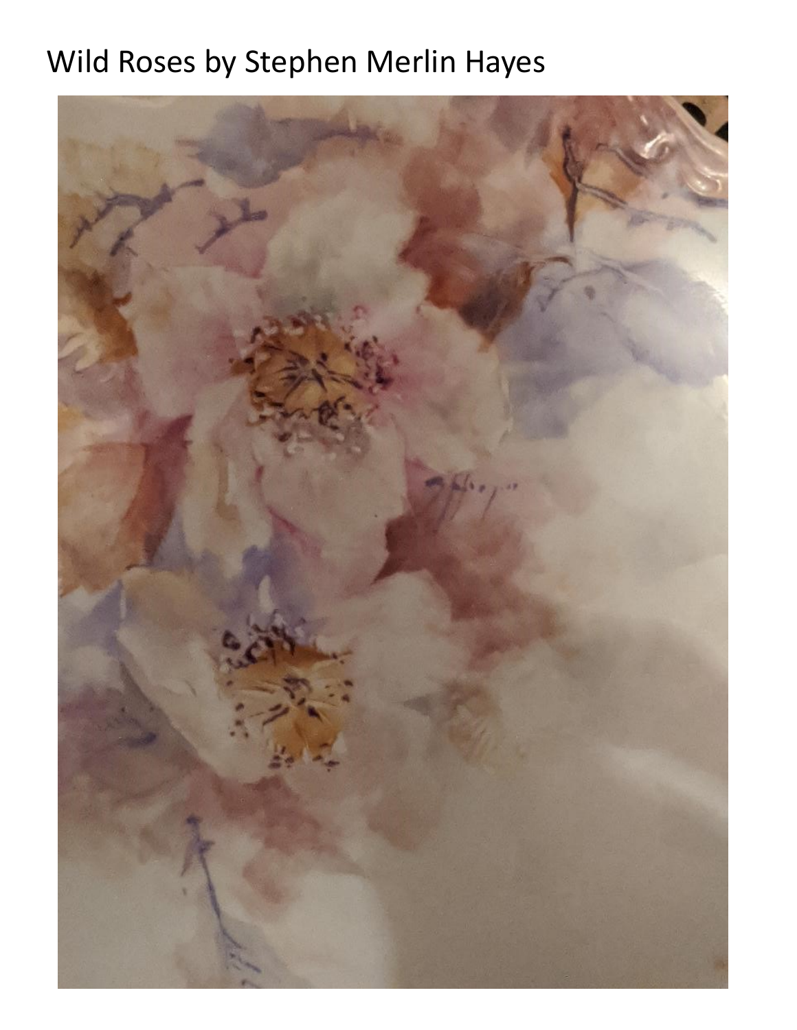Wild Roses by Stephen Merlin Hayes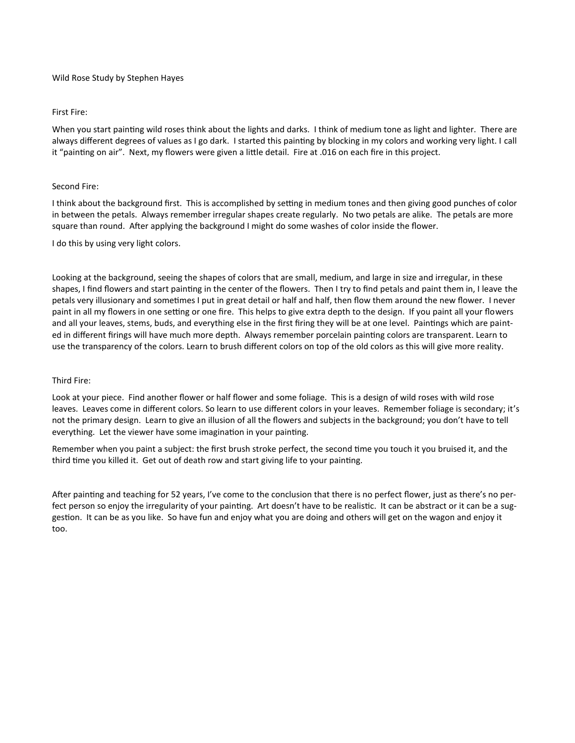Wild Rose Study by Stephen Hayes

First Fire:

When you start painting wild roses think about the lights and darks. I think of medium tone as light and lighter. There are always different degrees of values as I go dark. I started this painting by blocking in my colors and working very light. I call it "painting on air". Next, my flowers were given a little detail. Fire at .016 on each fire in this project.

Second Fire:

I think about the background first. This is accomplished by setting in medium tones and then giving good punches of color in between the petals. Always remember irregular shapes create regularly. No two petals are alike. The petals are more square than round. After applying the background I might do some washes of color inside the flower.

I do this by using very light colors.

Looking at the background, seeing the shapes of colors that are small, medium, and large in size and irregular, in these shapes, I find flowers and start painting in the center of the flowers. Then I try to find petals and paint them in, I leave the petals very illusionary and sometimes I put in great detail or half and half, then flow them around the new flower. I never paint in all my flowers in one setting or one fire. This helps to give extra depth to the design. If you paint all your flowers and all your leaves, stems, buds, and everything else in the first firing they will be at one level. Paintings which are painted in different firings will have much more depth. Always remember porcelain painting colors are transparent. Learn to use the transparency of the colors. Learn to brush different colors on top of the old colors as this will give more reality.

Third Fire:

Look at your piece. Find another flower or half flower and some foliage. This is a design of wild roses with wild rose leaves. Leaves come in different colors. So learn to use different colors in your leaves. Remember foliage is secondary; it's not the primary design. Learn to give an illusion of all the flowers and subjects in the background; you don't have to tell everything. Let the viewer have some imagination in your painting.

Remember when you paint a subject: the first brush stroke perfect, the second time you touch it you bruised it, and the third time you killed it. Get out of death row and start giving life to your painting.

After painting and teaching for 52 years, I've come to the conclusion that there is no perfect flower, just as there's no perfect person so enjoy the irregularity of your painting. Art doesn't have to be realistic. It can be abstract or it can be a suggestion. It can be as you like. So have fun and enjoy what you are doing and others will get on the wagon and enjoy it too.